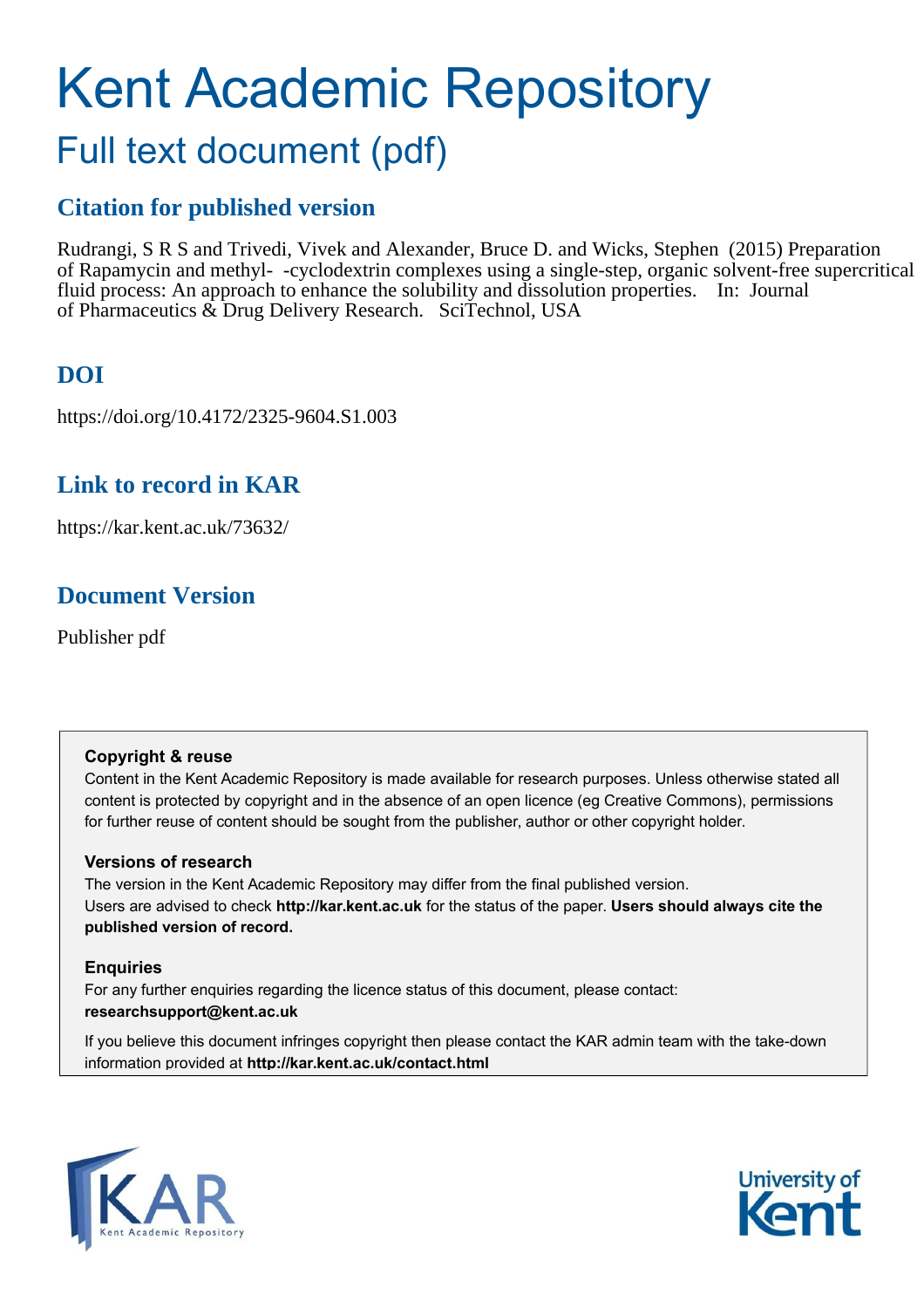# Kent Academic Repository

## Full text document (pdf)

## Citation for published version

Rudrangi, S R S and Trivedi, Vivek and Alexander, Bruce D. and Wicks, Stephen (2015) Preparation of Rapamycin and methyl- -cyclodextrin complexes using a single-step, organic solvent-free supercritical fluid process: An approach to enhance the solubility and dissolution properties. In: Journal of Pharmaceutics & Drug Delivery Research. SciTechnol, USA

## DOI

https://doi.org/10.4172/2325-9604.S1.003

## Link to record in KAR

https://kar.kent.ac.uk/73632/

## Document Version

Publisher pdf

**Copyright & reuse**

Content in the Kent Academic Repository is made available for research purposes. Unless otherwise stated all content is protected by copyright and in the absence of an open licence (eg Creative Commons), permissions for further reuse of content should be sought from the publisher, author or other copyright holder.

**Versions of research**

The version in the Kent Academic Repository may differ from the final published version. Users are advised to check **http://kar.kent.ac.uk** for the status of the paper. **Users should always cite the published version of record.**

**Enquiries**

For any further enquiries regarding the licence status of this document, please contact: **researchsupport@kent.ac.uk**

If you believe this document infringes copyright then please contact the KAR admin team with the take-down information provided at **http://kar.kent.ac.uk/contact.html**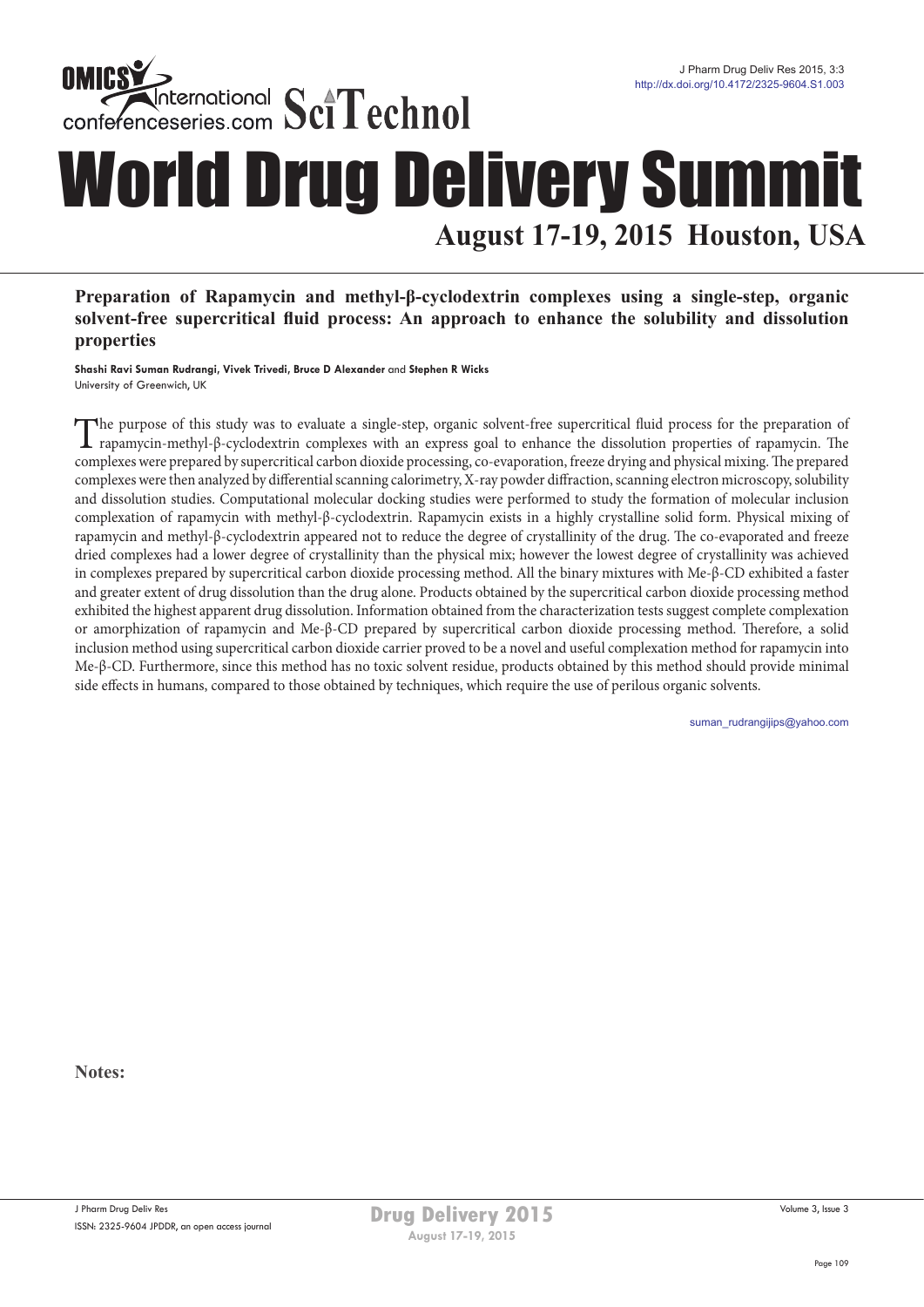# Preparation of Rapamycin and methyl-β-cyclodextrin complexes using a single-step, organic solvent-free supercritical fluid process: An approach to enhance the solubility and dissolution properties

**Shashi Ravi Suman Rudrangi, Vivek Trivedi, Bruce D Alexander** and **Stephen R Wicks**
University of Greenwich, UK

The purpose of this study was to evaluate a single-step, organic solvent-free supercritical fluid process for the preparation of rapamycin-methyl-β-cyclodextrin complexes with an express goal to enhance the dissolution properties of rapamycin. The complexes were prepared by supercritical carbon dioxide processing, co-evaporation, freeze drying and physical mixing. The prepared complexes were then analyzed by differential scanning calorimetry, X-ray powder diffraction, scanning electron microscopy, solubility and dissolution studies. Computational molecular docking studies were performed to study the formation of molecular inclusion complexation of rapamycin with methyl-β-cyclodextrin. Rapamycin exists in a highly crystalline solid form. Physical mixing of rapamycin and methyl-β-cyclodextrin appeared not to reduce the degree of crystallinity of the drug. The co-evaporated and freeze dried complexes had a lower degree of crystallinity than the physical mix; however the lowest degree of crystallinity was achieved in complexes prepared by supercritical carbon dioxide processing method. All the binary mixtures with Me-β-CD exhibited a faster and greater extent of drug dissolution than the drug alone. Products obtained by the supercritical carbon dioxide processing method exhibited the highest apparent drug dissolution. Information obtained from the characterization tests suggest complete complexation or amorphization of rapamycin and Me-β-CD prepared by supercritical carbon dioxide processing method. Therefore, a solid inclusion method using supercritical carbon dioxide carrier proved to be a novel and useful complexation method for rapamycin into Me-β-CD. Furthermore, since this method has no toxic solvent residue, products obtained by this method should provide minimal side effects in humans, compared to those obtained by techniques, which require the use of perilous organic solvents.

suman_rudrangijips@yahoo.com

**Notes:**